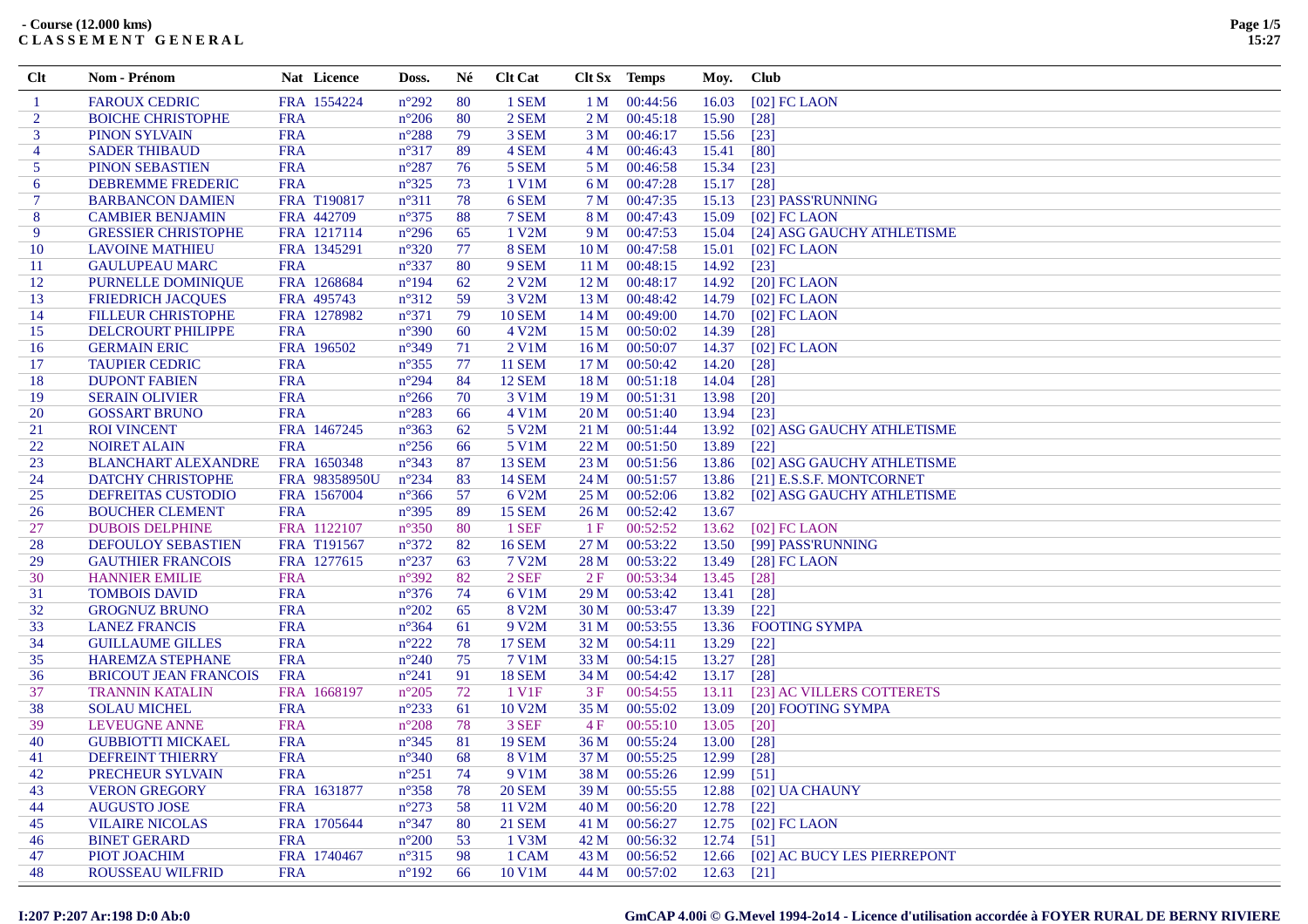**- Course (12.000 kms)**
**C L A S S E M E N T   G E N E R A L**

| Clt | Nom - Prénom | Nat | Licence | Doss. | Né | Clt Cat | Clt Sx | Temps | Moy. | Club |
|---|---|---|---|---|---|---|---|---|---|---|
| 1 | FAROUX CEDRIC | FRA | 1554224 | n°292 | 80 | 1 SEM | 1 M | 00:44:56 | 16.03 | [02] FC LAON |
| 2 | BOICHE CHRISTOPHE | FRA | | n°206 | 80 | 2 SEM | 2 M | 00:45:18 | 15.90 | [28] |
| 3 | PINON SYLVAIN | FRA | | n°288 | 79 | 3 SEM | 3 M | 00:46:17 | 15.56 | [23] |
| 4 | SADER THIBAUD | FRA | | n°317 | 89 | 4 SEM | 4 M | 00:46:43 | 15.41 | [80] |
| 5 | PINON SEBASTIEN | FRA | | n°287 | 76 | 5 SEM | 5 M | 00:46:58 | 15.34 | [23] |
| 6 | DEBREMME FREDERIC | FRA | | n°325 | 73 | 1 V1M | 6 M | 00:47:28 | 15.17 | [28] |
| 7 | BARBANCON DAMIEN | FRA | T190817 | n°311 | 78 | 6 SEM | 7 M | 00:47:35 | 15.13 | [23] PASS'RUNNING |
| 8 | CAMBIER BENJAMIN | FRA | 442709 | n°375 | 88 | 7 SEM | 8 M | 00:47:43 | 15.09 | [02] FC LAON |
| 9 | GRESSIER CHRISTOPHE | FRA | 1217114 | n°296 | 65 | 1 V2M | 9 M | 00:47:53 | 15.04 | [24] ASG GAUCHY ATHLETISME |
| 10 | LAVOINE MATHIEU | FRA | 1345291 | n°320 | 77 | 8 SEM | 10 M | 00:47:58 | 15.01 | [02] FC LAON |
| 11 | GAULUPEAU MARC | FRA | | n°337 | 80 | 9 SEM | 11 M | 00:48:15 | 14.92 | [23] |
| 12 | PURNELLE DOMINIQUE | FRA | 1268684 | n°194 | 62 | 2 V2M | 12 M | 00:48:17 | 14.92 | [20] FC LAON |
| 13 | FRIEDRICH JACQUES | FRA | 495743 | n°312 | 59 | 3 V2M | 13 M | 00:48:42 | 14.79 | [02] FC LAON |
| 14 | FILLEUR CHRISTOPHE | FRA | 1278982 | n°371 | 79 | 10 SEM | 14 M | 00:49:00 | 14.70 | [02] FC LAON |
| 15 | DELCROURT PHILIPPE | FRA | | n°390 | 60 | 4 V2M | 15 M | 00:50:02 | 14.39 | [28] |
| 16 | GERMAIN ERIC | FRA | 196502 | n°349 | 71 | 2 V1M | 16 M | 00:50:07 | 14.37 | [02] FC LAON |
| 17 | TAUPIER CEDRIC | FRA | | n°355 | 77 | 11 SEM | 17 M | 00:50:42 | 14.20 | [28] |
| 18 | DUPONT FABIEN | FRA | | n°294 | 84 | 12 SEM | 18 M | 00:51:18 | 14.04 | [28] |
| 19 | SERAIN OLIVIER | FRA | | n°266 | 70 | 3 V1M | 19 M | 00:51:31 | 13.98 | [20] |
| 20 | GOSSART BRUNO | FRA | | n°283 | 66 | 4 V1M | 20 M | 00:51:40 | 13.94 | [23] |
| 21 | ROI VINCENT | FRA | 1467245 | n°363 | 62 | 5 V2M | 21 M | 00:51:44 | 13.92 | [02] ASG GAUCHY ATHLETISME |
| 22 | NOIRET ALAIN | FRA | | n°256 | 66 | 5 V1M | 22 M | 00:51:50 | 13.89 | [22] |
| 23 | BLANCHART ALEXANDRE | FRA | 1650348 | n°343 | 87 | 13 SEM | 23 M | 00:51:56 | 13.86 | [02] ASG GAUCHY ATHLETISME |
| 24 | DATCHY CHRISTOPHE | FRA | 98358950U | n°234 | 83 | 14 SEM | 24 M | 00:51:57 | 13.86 | [21] E.S.S.F. MONTCORNET |
| 25 | DEFREITAS CUSTODIO | FRA | 1567004 | n°366 | 57 | 6 V2M | 25 M | 00:52:06 | 13.82 | [02] ASG GAUCHY ATHLETISME |
| 26 | BOUCHER CLEMENT | FRA | | n°395 | 89 | 15 SEM | 26 M | 00:52:42 | 13.67 | |
| 27 | DUBOIS DELPHINE | FRA | 1122107 | n°350 | 80 | 1 SEF | 1 F | 00:52:52 | 13.62 | [02] FC LAON |
| 28 | DEFOULOY SEBASTIEN | FRA | T191567 | n°372 | 82 | 16 SEM | 27 M | 00:53:22 | 13.50 | [99] PASS'RUNNING |
| 29 | GAUTHIER FRANCOIS | FRA | 1277615 | n°237 | 63 | 7 V2M | 28 M | 00:53:22 | 13.49 | [28] FC LAON |
| 30 | HANNIER EMILIE | FRA | | n°392 | 82 | 2 SEF | 2 F | 00:53:34 | 13.45 | [28] |
| 31 | TOMBOIS DAVID | FRA | | n°376 | 74 | 6 V1M | 29 M | 00:53:42 | 13.41 | [28] |
| 32 | GROGNUZ BRUNO | FRA | | n°202 | 65 | 8 V2M | 30 M | 00:53:47 | 13.39 | [22] |
| 33 | LANEZ FRANCIS | FRA | | n°364 | 61 | 9 V2M | 31 M | 00:53:55 | 13.36 | FOOTING SYMPA |
| 34 | GUILLAUME GILLES | FRA | | n°222 | 78 | 17 SEM | 32 M | 00:54:11 | 13.29 | [22] |
| 35 | HAREMZA STEPHANE | FRA | | n°240 | 75 | 7 V1M | 33 M | 00:54:15 | 13.27 | [28] |
| 36 | BRICOUT JEAN FRANCOIS | FRA | | n°241 | 91 | 18 SEM | 34 M | 00:54:42 | 13.17 | [28] |
| 37 | TRANNIN KATALIN | FRA | 1668197 | n°205 | 72 | 1 V1F | 3 F | 00:54:55 | 13.11 | [23] AC VILLERS COTTERETS |
| 38 | SOLAU MICHEL | FRA | | n°233 | 61 | 10 V2M | 35 M | 00:55:02 | 13.09 | [20] FOOTING SYMPA |
| 39 | LEVEUGNE ANNE | FRA | | n°208 | 78 | 3 SEF | 4 F | 00:55:10 | 13.05 | [20] |
| 40 | GUBBIOTTI MICKAEL | FRA | | n°345 | 81 | 19 SEM | 36 M | 00:55:24 | 13.00 | [28] |
| 41 | DEFREINT THIERRY | FRA | | n°340 | 68 | 8 V1M | 37 M | 00:55:25 | 12.99 | [28] |
| 42 | PRECHEUR SYLVAIN | FRA | | n°251 | 74 | 9 V1M | 38 M | 00:55:26 | 12.99 | [51] |
| 43 | VERON GREGORY | FRA | 1631877 | n°358 | 78 | 20 SEM | 39 M | 00:55:55 | 12.88 | [02] UA CHAUNY |
| 44 | AUGUSTO JOSE | FRA | | n°273 | 58 | 11 V2M | 40 M | 00:56:20 | 12.78 | [22] |
| 45 | VILAIRE NICOLAS | FRA | 1705644 | n°347 | 80 | 21 SEM | 41 M | 00:56:27 | 12.75 | [02] FC LAON |
| 46 | BINET GERARD | FRA | | n°200 | 53 | 1 V3M | 42 M | 00:56:32 | 12.74 | [51] |
| 47 | PIOT JOACHIM | FRA | 1740467 | n°315 | 98 | 1 CAM | 43 M | 00:56:52 | 12.66 | [02] AC BUCY LES PIERREPONT |
| 48 | ROUSSEAU WILFRID | FRA | | n°192 | 66 | 10 V1M | 44 M | 00:57:02 | 12.63 | [21] |

I:207 P:207 Ar:198 D:0 Ab:0

GmCAP 4.00i © G.Mevel 1994-2o14 - Licence d'utilisation accordée à FOYER RURAL DE BERNY RIVIERE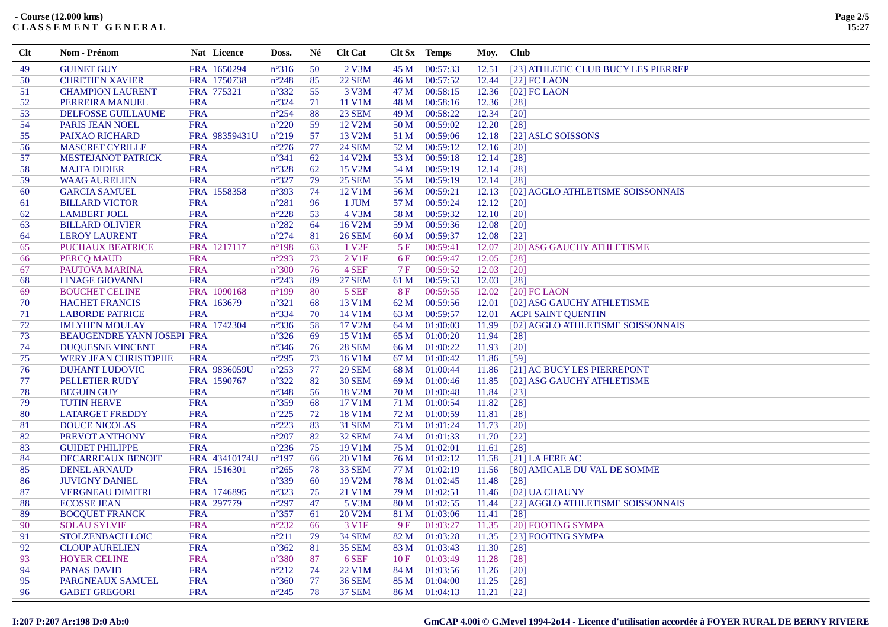**- Course (12.000 kms)**
**C L A S S E M E N T   G E N E R A L**

| Clt | Nom - Prénom | Nat | Licence | Doss. | Né | Clt Cat | Clt Sx | Temps | Moy. | Club |
|---|---|---|---|---|---|---|---|---|---|---|
| 49 | GUINET GUY | FRA | 1650294 | n°316 | 50 | 2 V3M | 45 M | 00:57:33 | 12.51 | [23] ATHLETIC CLUB BUCY LES PIERREP |
| 50 | CHRETIEN XAVIER | FRA | 1750738 | n°248 | 85 | 22 SEM | 46 M | 00:57:52 | 12.44 | [22] FC LAON |
| 51 | CHAMPION LAURENT | FRA | 775321 | n°332 | 55 | 3 V3M | 47 M | 00:58:15 | 12.36 | [02] FC LAON |
| 52 | PERREIRA MANUEL | FRA | | n°324 | 71 | 11 V1M | 48 M | 00:58:16 | 12.36 | [28] |
| 53 | DELFOSSE GUILLAUME | FRA | | n°254 | 88 | 23 SEM | 49 M | 00:58:22 | 12.34 | [20] |
| 54 | PARIS JEAN NOEL | FRA | | n°220 | 59 | 12 V2M | 50 M | 00:59:02 | 12.20 | [28] |
| 55 | PAIXAO RICHARD | FRA | 98359431U | n°219 | 57 | 13 V2M | 51 M | 00:59:06 | 12.18 | [22] ASLC SOISSONS |
| 56 | MASCRET CYRILLE | FRA | | n°276 | 77 | 24 SEM | 52 M | 00:59:12 | 12.16 | [20] |
| 57 | MESTEJANOT PATRICK | FRA | | n°341 | 62 | 14 V2M | 53 M | 00:59:18 | 12.14 | [28] |
| 58 | MAJTA DIDIER | FRA | | n°328 | 62 | 15 V2M | 54 M | 00:59:19 | 12.14 | [28] |
| 59 | WAAG AURELIEN | FRA | | n°327 | 79 | 25 SEM | 55 M | 00:59:19 | 12.14 | [28] |
| 60 | GARCIA SAMUEL | FRA | 1558358 | n°393 | 74 | 12 V1M | 56 M | 00:59:21 | 12.13 | [02] AGGLO ATHLETISME SOISSONNAIS |
| 61 | BILLARD VICTOR | FRA | | n°281 | 96 | 1 JUM | 57 M | 00:59:24 | 12.12 | [20] |
| 62 | LAMBERT JOEL | FRA | | n°228 | 53 | 4 V3M | 58 M | 00:59:32 | 12.10 | [20] |
| 63 | BILLARD OLIVIER | FRA | | n°282 | 64 | 16 V2M | 59 M | 00:59:36 | 12.08 | [20] |
| 64 | LEROY LAURENT | FRA | | n°274 | 81 | 26 SEM | 60 M | 00:59:37 | 12.08 | [22] |
| 65 | PUCHAUX BEATRICE | FRA | 1217117 | n°198 | 63 | 1 V2F | 5 F | 00:59:41 | 12.07 | [20] ASG GAUCHY ATHLETISME |
| 66 | PERCQ MAUD | FRA | | n°293 | 73 | 2 V1F | 6 F | 00:59:47 | 12.05 | [28] |
| 67 | PAUTOVA MARINA | FRA | | n°300 | 76 | 4 SEF | 7 F | 00:59:52 | 12.03 | [20] |
| 68 | LINAGE GIOVANNI | FRA | | n°243 | 89 | 27 SEM | 61 M | 00:59:53 | 12.03 | [28] |
| 69 | BOUCHET CELINE | FRA | 1090168 | n°199 | 80 | 5 SEF | 8 F | 00:59:55 | 12.02 | [20] FC LAON |
| 70 | HACHET FRANCIS | FRA | 163679 | n°321 | 68 | 13 V1M | 62 M | 00:59:56 | 12.01 | [02] ASG GAUCHY ATHLETISME |
| 71 | LABORDE PATRICE | FRA | | n°334 | 70 | 14 V1M | 63 M | 00:59:57 | 12.01 | ACPI SAINT QUENTIN |
| 72 | IMLYHEN MOULAY | FRA | 1742304 | n°336 | 58 | 17 V2M | 64 M | 01:00:03 | 11.99 | [02] AGGLO ATHLETISME SOISSONNAIS |
| 73 | BEAUGENDRE YANN JOSEPI | FRA | | n°326 | 69 | 15 V1M | 65 M | 01:00:20 | 11.94 | [28] |
| 74 | DUQUESNE VINCENT | FRA | | n°346 | 76 | 28 SEM | 66 M | 01:00:22 | 11.93 | [20] |
| 75 | WERY JEAN CHRISTOPHE | FRA | | n°295 | 73 | 16 V1M | 67 M | 01:00:42 | 11.86 | [59] |
| 76 | DUHANT LUDOVIC | FRA | 9836059U | n°253 | 77 | 29 SEM | 68 M | 01:00:44 | 11.86 | [21] AC BUCY LES PIERREPONT |
| 77 | PELLETIER RUDY | FRA | 1590767 | n°322 | 82 | 30 SEM | 69 M | 01:00:46 | 11.85 | [02] ASG GAUCHY ATHLETISME |
| 78 | BEGUIN GUY | FRA | | n°348 | 56 | 18 V2M | 70 M | 01:00:48 | 11.84 | [23] |
| 79 | TUTIN HERVE | FRA | | n°359 | 68 | 17 V1M | 71 M | 01:00:54 | 11.82 | [28] |
| 80 | LATARGET FREDDY | FRA | | n°225 | 72 | 18 V1M | 72 M | 01:00:59 | 11.81 | [28] |
| 81 | DOUCE NICOLAS | FRA | | n°223 | 83 | 31 SEM | 73 M | 01:01:24 | 11.73 | [20] |
| 82 | PREVOT ANTHONY | FRA | | n°207 | 82 | 32 SEM | 74 M | 01:01:33 | 11.70 | [22] |
| 83 | GUIDET PHILIPPE | FRA | | n°236 | 75 | 19 V1M | 75 M | 01:02:01 | 11.61 | [28] |
| 84 | DECARREAUX BENOIT | FRA | 43410174U | n°197 | 66 | 20 V1M | 76 M | 01:02:12 | 11.58 | [21] LA FERE AC |
| 85 | DENEL ARNAUD | FRA | 1516301 | n°265 | 78 | 33 SEM | 77 M | 01:02:19 | 11.56 | [80] AMICALE DU VAL DE SOMME |
| 86 | JUVIGNY DANIEL | FRA | | n°339 | 60 | 19 V2M | 78 M | 01:02:45 | 11.48 | [28] |
| 87 | VERGNEAU DIMITRI | FRA | 1746895 | n°323 | 75 | 21 V1M | 79 M | 01:02:51 | 11.46 | [02] UA CHAUNY |
| 88 | ECOSSE JEAN | FRA | 297779 | n°297 | 47 | 5 V3M | 80 M | 01:02:55 | 11.44 | [22] AGGLO ATHLETISME SOISSONNAIS |
| 89 | BOCQUET FRANCK | FRA | | n°357 | 61 | 20 V2M | 81 M | 01:03:06 | 11.41 | [28] |
| 90 | SOLAU SYLVIE | FRA | | n°232 | 66 | 3 V1F | 9 F | 01:03:27 | 11.35 | [20] FOOTING SYMPA |
| 91 | STOLZENBACH LOIC | FRA | | n°211 | 79 | 34 SEM | 82 M | 01:03:28 | 11.35 | [23] FOOTING SYMPA |
| 92 | CLOUP AURELIEN | FRA | | n°362 | 81 | 35 SEM | 83 M | 01:03:43 | 11.30 | [28] |
| 93 | HOYER CELINE | FRA | | n°380 | 87 | 6 SEF | 10 F | 01:03:49 | 11.28 | [28] |
| 94 | PANAS DAVID | FRA | | n°212 | 74 | 22 V1M | 84 M | 01:03:56 | 11.26 | [20] |
| 95 | PARGNEAUX SAMUEL | FRA | | n°360 | 77 | 36 SEM | 85 M | 01:04:00 | 11.25 | [28] |
| 96 | GABET GREGORI | FRA | | n°245 | 78 | 37 SEM | 86 M | 01:04:13 | 11.21 | [22] |

I:207 P:207 Ar:198 D:0 Ab:0

GmCAP 4.00i © G.Mevel 1994-2o14 - Licence d'utilisation accordée à FOYER RURAL DE BERNY RIVIERE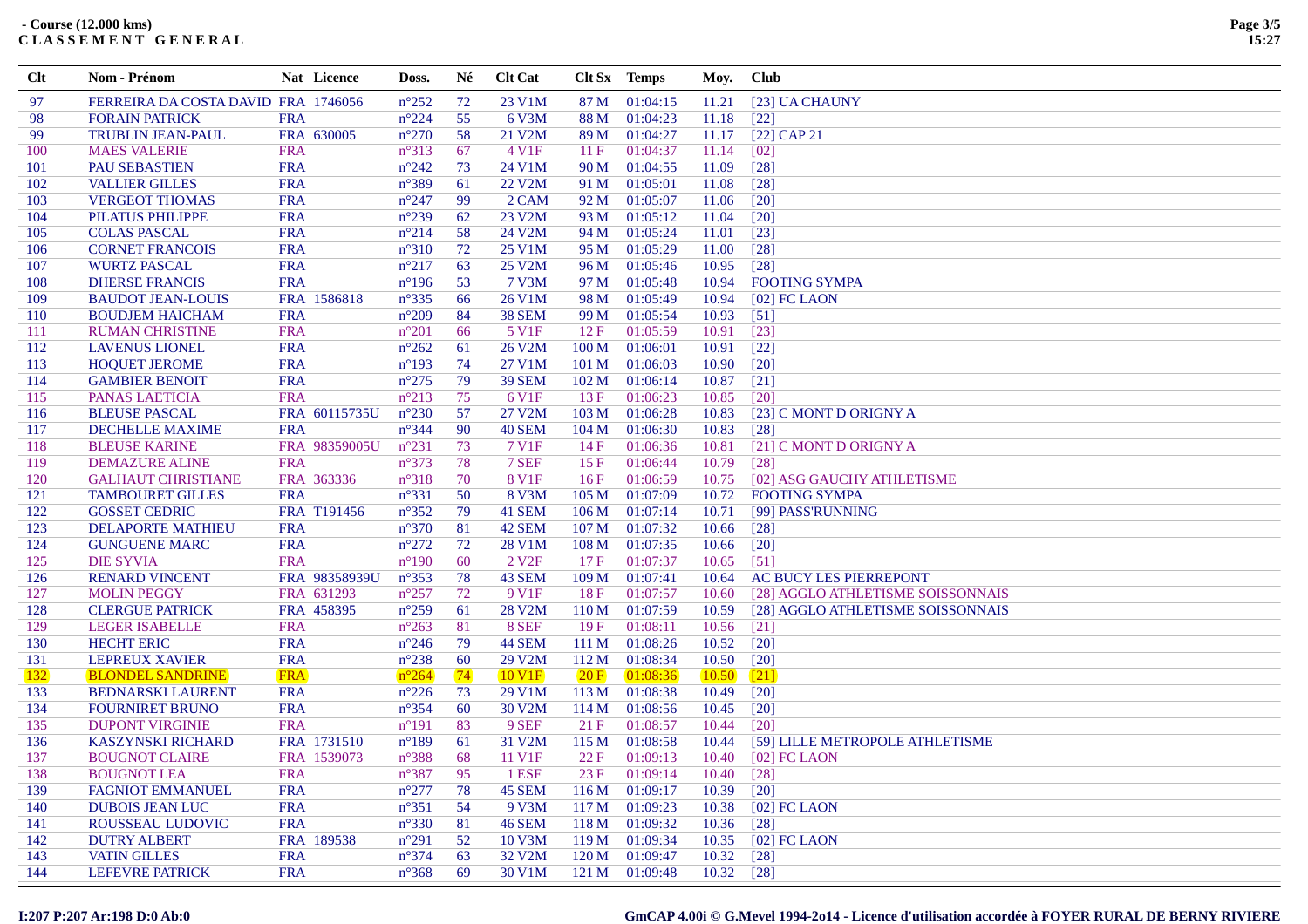**- Course (12.000 kms)**
**C L A S S E M E N T   G E N E R A L**

| Clt | Nom - Prénom | Nat | Licence | Doss. | Né | Clt Cat | Clt Sx | Temps | Moy. | Club |
|---|---|---|---|---|---|---|---|---|---|---|
| 97 | FERREIRA DA COSTA DAVID | FRA | 1746056 | n°252 | 72 | 23 V1M | 87 M | 01:04:15 | 11.21 | [23] UA CHAUNY |
| 98 | FORAIN PATRICK | FRA | | n°224 | 55 | 6 V3M | 88 M | 01:04:23 | 11.18 | [22] |
| 99 | TRUBLIN JEAN-PAUL | FRA | 630005 | n°270 | 58 | 21 V2M | 89 M | 01:04:27 | 11.17 | [22] CAP 21 |
| 100 | MAES VALERIE | FRA | | n°313 | 67 | 4 V1F | 11 F | 01:04:37 | 11.14 | [02] |
| 101 | PAU SEBASTIEN | FRA | | n°242 | 73 | 24 V1M | 90 M | 01:04:55 | 11.09 | [28] |
| 102 | VALLIER GILLES | FRA | | n°389 | 61 | 22 V2M | 91 M | 01:05:01 | 11.08 | [28] |
| 103 | VERGEOT THOMAS | FRA | | n°247 | 99 | 2 CAM | 92 M | 01:05:07 | 11.06 | [20] |
| 104 | PILATUS PHILIPPE | FRA | | n°239 | 62 | 23 V2M | 93 M | 01:05:12 | 11.04 | [20] |
| 105 | COLAS PASCAL | FRA | | n°214 | 58 | 24 V2M | 94 M | 01:05:24 | 11.01 | [23] |
| 106 | CORNET FRANCOIS | FRA | | n°310 | 72 | 25 V1M | 95 M | 01:05:29 | 11.00 | [28] |
| 107 | WURTZ PASCAL | FRA | | n°217 | 63 | 25 V2M | 96 M | 01:05:46 | 10.95 | [28] |
| 108 | DHERSE FRANCIS | FRA | | n°196 | 53 | 7 V3M | 97 M | 01:05:48 | 10.94 | FOOTING SYMPA |
| 109 | BAUDOT JEAN-LOUIS | FRA | 1586818 | n°335 | 66 | 26 V1M | 98 M | 01:05:49 | 10.94 | [02] FC LAON |
| 110 | BOUDJEM HAICHAM | FRA | | n°209 | 84 | 38 SEM | 99 M | 01:05:54 | 10.93 | [51] |
| 111 | RUMAN CHRISTINE | FRA | | n°201 | 66 | 5 V1F | 12 F | 01:05:59 | 10.91 | [23] |
| 112 | LAVENUS LIONEL | FRA | | n°262 | 61 | 26 V2M | 100 M | 01:06:01 | 10.91 | [22] |
| 113 | HOQUET JEROME | FRA | | n°193 | 74 | 27 V1M | 101 M | 01:06:03 | 10.90 | [20] |
| 114 | GAMBIER BENOIT | FRA | | n°275 | 79 | 39 SEM | 102 M | 01:06:14 | 10.87 | [21] |
| 115 | PANAS LAETICIA | FRA | | n°213 | 75 | 6 V1F | 13 F | 01:06:23 | 10.85 | [20] |
| 116 | BLEUSE PASCAL | FRA | 60115735U | n°230 | 57 | 27 V2M | 103 M | 01:06:28 | 10.83 | [23] C MONT D ORIGNY A |
| 117 | DECHELLE MAXIME | FRA | | n°344 | 90 | 40 SEM | 104 M | 01:06:30 | 10.83 | [28] |
| 118 | BLEUSE KARINE | FRA | 98359005U | n°231 | 73 | 7 V1F | 14 F | 01:06:36 | 10.81 | [21] C MONT D ORIGNY A |
| 119 | DEMAZURE ALINE | FRA | | n°373 | 78 | 7 SEF | 15 F | 01:06:44 | 10.79 | [28] |
| 120 | GALHAUT CHRISTIANE | FRA | 363336 | n°318 | 70 | 8 V1F | 16 F | 01:06:59 | 10.75 | [02] ASG GAUCHY ATHLETISME |
| 121 | TAMBOURET GILLES | FRA | | n°331 | 50 | 8 V3M | 105 M | 01:07:09 | 10.72 | FOOTING SYMPA |
| 122 | GOSSET CEDRIC | FRA | T191456 | n°352 | 79 | 41 SEM | 106 M | 01:07:14 | 10.71 | [99] PASS'RUNNING |
| 123 | DELAPORTE MATHIEU | FRA | | n°370 | 81 | 42 SEM | 107 M | 01:07:32 | 10.66 | [28] |
| 124 | GUNGUENE MARC | FRA | | n°272 | 72 | 28 V1M | 108 M | 01:07:35 | 10.66 | [20] |
| 125 | DIE SYVIA | FRA | | n°190 | 60 | 2 V2F | 17 F | 01:07:37 | 10.65 | [51] |
| 126 | RENARD VINCENT | FRA | 98358939U | n°353 | 78 | 43 SEM | 109 M | 01:07:41 | 10.64 | AC BUCY LES PIERREPONT |
| 127 | MOLIN PEGGY | FRA | 631293 | n°257 | 72 | 9 V1F | 18 F | 01:07:57 | 10.60 | [28] AGGLO ATHLETISME SOISSONNAIS |
| 128 | CLERGUE PATRICK | FRA | 458395 | n°259 | 61 | 28 V2M | 110 M | 01:07:59 | 10.59 | [28] AGGLO ATHLETISME SOISSONNAIS |
| 129 | LEGER ISABELLE | FRA | | n°263 | 81 | 8 SEF | 19 F | 01:08:11 | 10.56 | [21] |
| 130 | HECHT ERIC | FRA | | n°246 | 79 | 44 SEM | 111 M | 01:08:26 | 10.52 | [20] |
| 131 | LEPREUX XAVIER | FRA | | n°238 | 60 | 29 V2M | 112 M | 01:08:34 | 10.50 | [20] |
| 132 | BLONDEL SANDRINE | FRA | | n°264 | 74 | 10 V1F | 20 F | 01:08:36 | 10.50 | [21] |
| 133 | BEDNARSKI LAURENT | FRA | | n°226 | 73 | 29 V1M | 113 M | 01:08:38 | 10.49 | [20] |
| 134 | FOURNIRET BRUNO | FRA | | n°354 | 60 | 30 V2M | 114 M | 01:08:56 | 10.45 | [20] |
| 135 | DUPONT VIRGINIE | FRA | | n°191 | 83 | 9 SEF | 21 F | 01:08:57 | 10.44 | [20] |
| 136 | KASZYNSKI RICHARD | FRA | 1731510 | n°189 | 61 | 31 V2M | 115 M | 01:08:58 | 10.44 | [59] LILLE METROPOLE ATHLETISME |
| 137 | BOUGNOT CLAIRE | FRA | 1539073 | n°388 | 68 | 11 V1F | 22 F | 01:09:13 | 10.40 | [02] FC LAON |
| 138 | BOUGNOT LEA | FRA | | n°387 | 95 | 1 ESF | 23 F | 01:09:14 | 10.40 | [28] |
| 139 | FAGNIOT EMMANUEL | FRA | | n°277 | 78 | 45 SEM | 116 M | 01:09:17 | 10.39 | [20] |
| 140 | DUBOIS JEAN LUC | FRA | | n°351 | 54 | 9 V3M | 117 M | 01:09:23 | 10.38 | [02] FC LAON |
| 141 | ROUSSEAU LUDOVIC | FRA | | n°330 | 81 | 46 SEM | 118 M | 01:09:32 | 10.36 | [28] |
| 142 | DUTRY ALBERT | FRA | 189538 | n°291 | 52 | 10 V3M | 119 M | 01:09:34 | 10.35 | [02] FC LAON |
| 143 | VATIN GILLES | FRA | | n°374 | 63 | 32 V2M | 120 M | 01:09:47 | 10.32 | [28] |
| 144 | LEFEVRE PATRICK | FRA | | n°368 | 69 | 30 V1M | 121 M | 01:09:48 | 10.32 | [28] |

I:207 P:207 Ar:198 D:0 Ab:0

GmCAP 4.00i © G.Mevel 1994-2o14 - Licence d'utilisation accordée à FOYER RURAL DE BERNY RIVIERE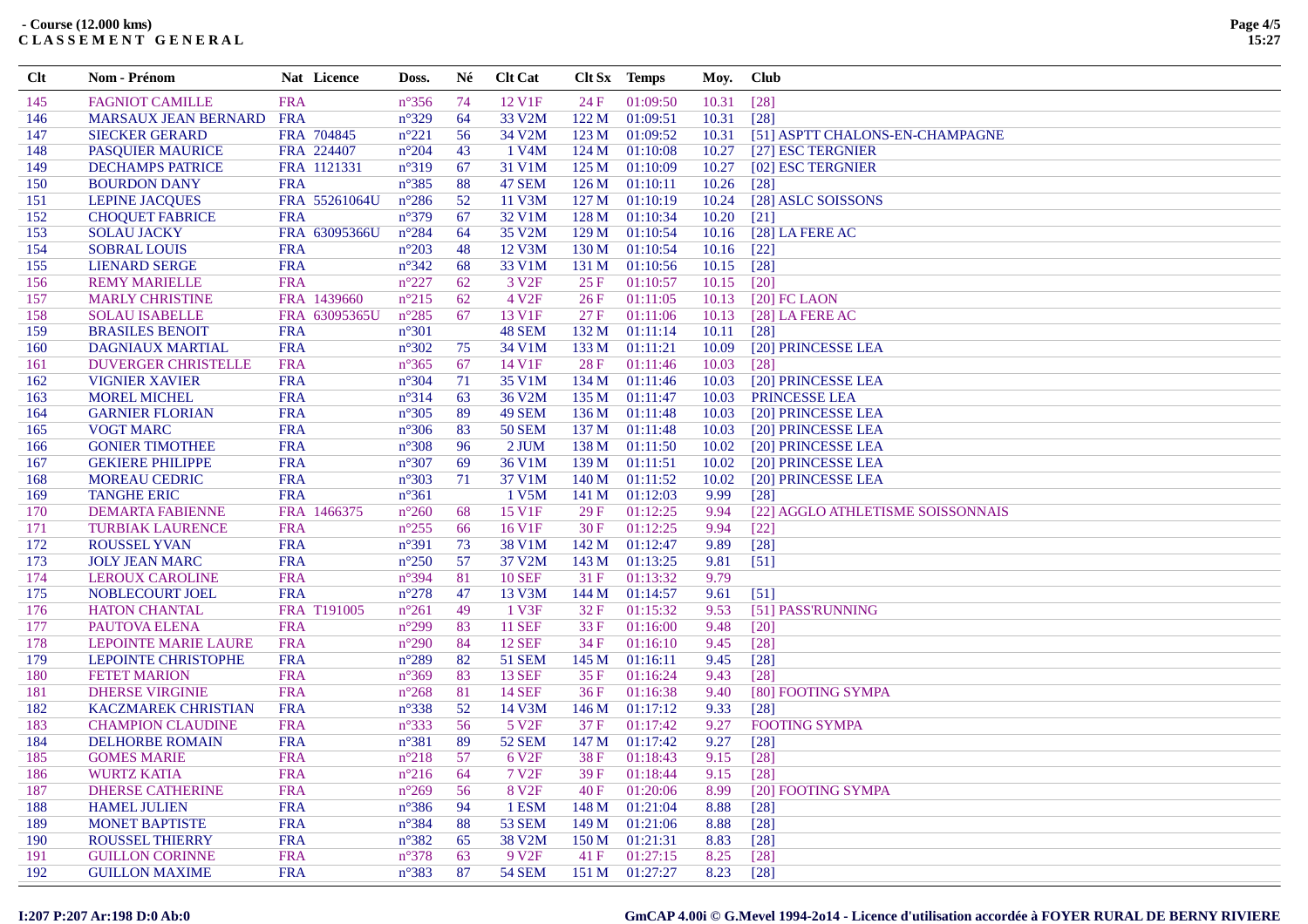- Course (12.000 kms)
**C L A S S E M E N T  G E N E R A L**

| Clt | Nom - Prénom | Nat | Licence | Doss. | Né | Clt Cat | Clt Sx | Temps | Moy. | Club |
|---|---|---|---|---|---|---|---|---|---|---|
| 145 | FAGNIOT CAMILLE | FRA | | n°356 | 74 | 12 V1F | 24 F | 01:09:50 | 10.31 | [28] |
| 146 | MARSAUX JEAN BERNARD | FRA | | n°329 | 64 | 33 V2M | 122 M | 01:09:51 | 10.31 | [28] |
| 147 | SIECKER GERARD | FRA | 704845 | n°221 | 56 | 34 V2M | 123 M | 01:09:52 | 10.31 | [51] ASPTT CHALONS-EN-CHAMPAGNE |
| 148 | PASQUIER MAURICE | FRA | 224407 | n°204 | 43 | 1 V4M | 124 M | 01:10:08 | 10.27 | [27] ESC TERGNIER |
| 149 | DECHAMPS PATRICE | FRA | 1121331 | n°319 | 67 | 31 V1M | 125 M | 01:10:09 | 10.27 | [02] ESC TERGNIER |
| 150 | BOURDON DANY | FRA | | n°385 | 88 | 47 SEM | 126 M | 01:10:11 | 10.26 | [28] |
| 151 | LEPINE JACQUES | FRA | 55261064U | n°286 | 52 | 11 V3M | 127 M | 01:10:19 | 10.24 | [28] ASLC SOISSONS |
| 152 | CHOQUET FABRICE | FRA | | n°379 | 67 | 32 V1M | 128 M | 01:10:34 | 10.20 | [21] |
| 153 | SOLAU JACKY | FRA | 63095366U | n°284 | 64 | 35 V2M | 129 M | 01:10:54 | 10.16 | [28] LA FERE AC |
| 154 | SOBRAL LOUIS | FRA | | n°203 | 48 | 12 V3M | 130 M | 01:10:54 | 10.16 | [22] |
| 155 | LIENARD SERGE | FRA | | n°342 | 68 | 33 V1M | 131 M | 01:10:56 | 10.15 | [28] |
| 156 | REMY MARIELLE | FRA | | n°227 | 62 | 3 V2F | 25 F | 01:10:57 | 10.15 | [20] |
| 157 | MARLY CHRISTINE | FRA | 1439660 | n°215 | 62 | 4 V2F | 26 F | 01:11:05 | 10.13 | [20] FC LAON |
| 158 | SOLAU ISABELLE | FRA | 63095365U | n°285 | 67 | 13 V1F | 27 F | 01:11:06 | 10.13 | [28] LA FERE AC |
| 159 | BRASILES BENOIT | FRA | | n°301 | | 48 SEM | 132 M | 01:11:14 | 10.11 | [28] |
| 160 | DAGNIAUX MARTIAL | FRA | | n°302 | 75 | 34 V1M | 133 M | 01:11:21 | 10.09 | [20] PRINCESSE LEA |
| 161 | DUVERGER CHRISTELLE | FRA | | n°365 | 67 | 14 V1F | 28 F | 01:11:46 | 10.03 | [28] |
| 162 | VIGNIER XAVIER | FRA | | n°304 | 71 | 35 V1M | 134 M | 01:11:46 | 10.03 | [20] PRINCESSE LEA |
| 163 | MOREL MICHEL | FRA | | n°314 | 63 | 36 V2M | 135 M | 01:11:47 | 10.03 | PRINCESSE LEA |
| 164 | GARNIER FLORIAN | FRA | | n°305 | 89 | 49 SEM | 136 M | 01:11:48 | 10.03 | [20] PRINCESSE LEA |
| 165 | VOGT MARC | FRA | | n°306 | 83 | 50 SEM | 137 M | 01:11:48 | 10.03 | [20] PRINCESSE LEA |
| 166 | GONIER TIMOTHEE | FRA | | n°308 | 96 | 2 JUM | 138 M | 01:11:50 | 10.02 | [20] PRINCESSE LEA |
| 167 | GEKIERE PHILIPPE | FRA | | n°307 | 69 | 36 V1M | 139 M | 01:11:51 | 10.02 | [20] PRINCESSE LEA |
| 168 | MOREAU CEDRIC | FRA | | n°303 | 71 | 37 V1M | 140 M | 01:11:52 | 10.02 | [20] PRINCESSE LEA |
| 169 | TANGHE ERIC | FRA | | n°361 | | 1 V5M | 141 M | 01:12:03 | 9.99 | [28] |
| 170 | DEMARTA FABIENNE | FRA | 1466375 | n°260 | 68 | 15 V1F | 29 F | 01:12:25 | 9.94 | [22] AGGLO ATHLETISME SOISSONNAIS |
| 171 | TURBIAK LAURENCE | FRA | | n°255 | 66 | 16 V1F | 30 F | 01:12:25 | 9.94 | [22] |
| 172 | ROUSSEL YVAN | FRA | | n°391 | 73 | 38 V1M | 142 M | 01:12:47 | 9.89 | [28] |
| 173 | JOLY JEAN MARC | FRA | | n°250 | 57 | 37 V2M | 143 M | 01:13:25 | 9.81 | [51] |
| 174 | LEROUX CAROLINE | FRA | | n°394 | 81 | 10 SEF | 31 F | 01:13:32 | 9.79 | |
| 175 | NOBLECOURT JOEL | FRA | | n°278 | 47 | 13 V3M | 144 M | 01:14:57 | 9.61 | [51] |
| 176 | HATON CHANTAL | FRA | T191005 | n°261 | 49 | 1 V3F | 32 F | 01:15:32 | 9.53 | [51] PASS'RUNNING |
| 177 | PAUTOVA ELENA | FRA | | n°299 | 83 | 11 SEF | 33 F | 01:16:00 | 9.48 | [20] |
| 178 | LEPOINTE MARIE LAURE | FRA | | n°290 | 84 | 12 SEF | 34 F | 01:16:10 | 9.45 | [28] |
| 179 | LEPOINTE CHRISTOPHE | FRA | | n°289 | 82 | 51 SEM | 145 M | 01:16:11 | 9.45 | [28] |
| 180 | FETET MARION | FRA | | n°369 | 83 | 13 SEF | 35 F | 01:16:24 | 9.43 | [28] |
| 181 | DHERSE VIRGINIE | FRA | | n°268 | 81 | 14 SEF | 36 F | 01:16:38 | 9.40 | [80] FOOTING SYMPA |
| 182 | KACZMAREK CHRISTIAN | FRA | | n°338 | 52 | 14 V3M | 146 M | 01:17:12 | 9.33 | [28] |
| 183 | CHAMPION CLAUDINE | FRA | | n°333 | 56 | 5 V2F | 37 F | 01:17:42 | 9.27 | FOOTING SYMPA |
| 184 | DELHORBE ROMAIN | FRA | | n°381 | 89 | 52 SEM | 147 M | 01:17:42 | 9.27 | [28] |
| 185 | GOMES MARIE | FRA | | n°218 | 57 | 6 V2F | 38 F | 01:18:43 | 9.15 | [28] |
| 186 | WURTZ KATIA | FRA | | n°216 | 64 | 7 V2F | 39 F | 01:18:44 | 9.15 | [28] |
| 187 | DHERSE CATHERINE | FRA | | n°269 | 56 | 8 V2F | 40 F | 01:20:06 | 8.99 | [20] FOOTING SYMPA |
| 188 | HAMEL JULIEN | FRA | | n°386 | 94 | 1 ESM | 148 M | 01:21:04 | 8.88 | [28] |
| 189 | MONET BAPTISTE | FRA | | n°384 | 88 | 53 SEM | 149 M | 01:21:06 | 8.88 | [28] |
| 190 | ROUSSEL THIERRY | FRA | | n°382 | 65 | 38 V2M | 150 M | 01:21:31 | 8.83 | [28] |
| 191 | GUILLON CORINNE | FRA | | n°378 | 63 | 9 V2F | 41 F | 01:27:15 | 8.25 | [28] |
| 192 | GUILLON MAXIME | FRA | | n°383 | 87 | 54 SEM | 151 M | 01:27:27 | 8.23 | [28] |

I:207 P:207 Ar:198 D:0 Ab:0

GmCAP 4.00i © G.Mevel 1994-2o14 - Licence d'utilisation accordée à FOYER RURAL DE BERNY RIVIERE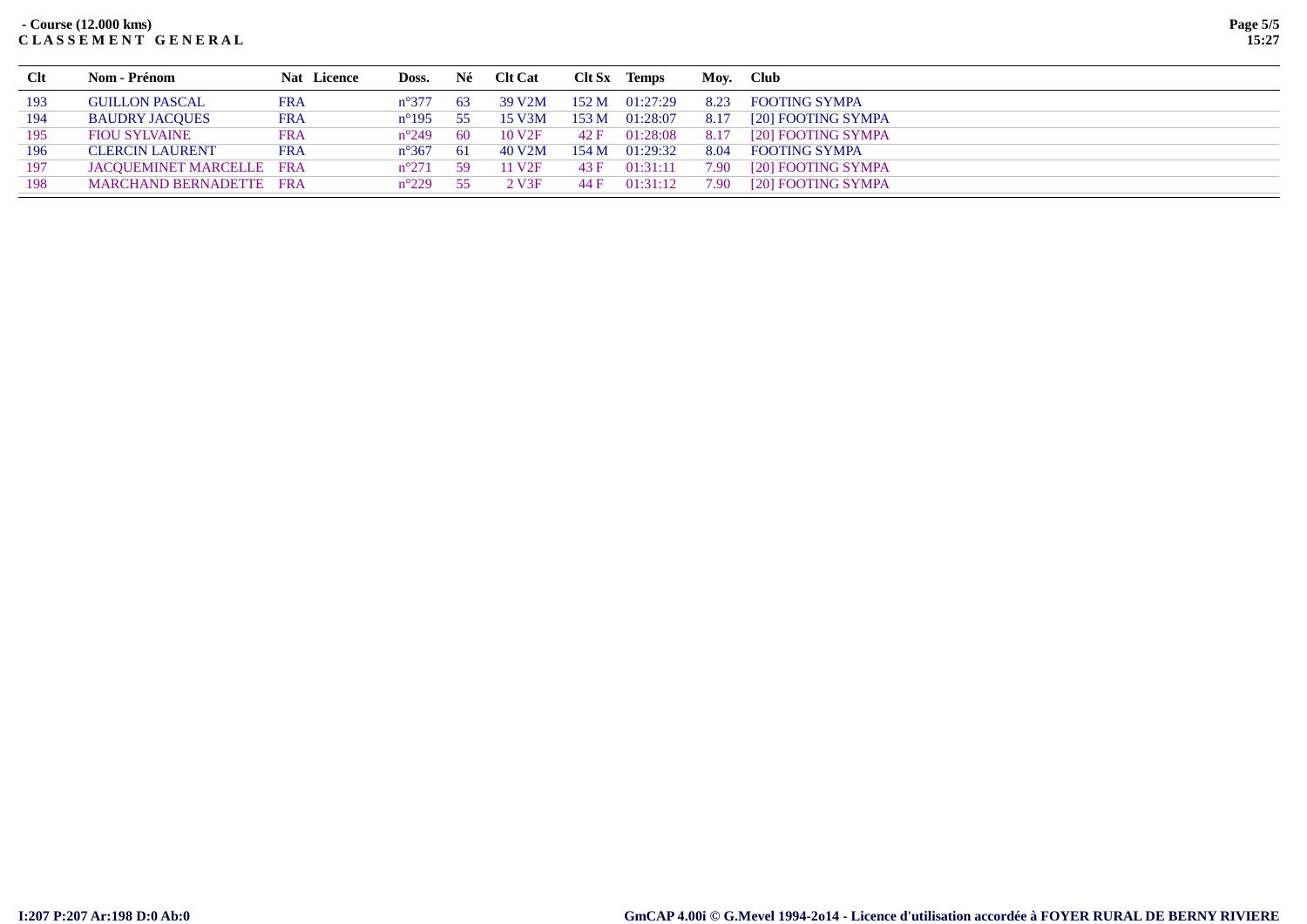**- Course (12.000 kms)**
**C L A S S E M E N T   G E N E R A L**

| Clt | Nom - Prénom | Nat | Licence | Doss. | Né | Clt Cat | Clt Sx | Temps | Moy. | Club |
|---|---|---|---|---|---|---|---|---|---|---|
| 193 | GUILLON PASCAL | FRA | | n°377 | 63 | 39 V2M | 152 M | 01:27:29 | 8.23 | FOOTING SYMPA |
| 194 | BAUDRY JACQUES | FRA | | n°195 | 55 | 15 V3M | 153 M | 01:28:07 | 8.17 | [20] FOOTING SYMPA |
| 195 | FIOU SYLVAINE | FRA | | n°249 | 60 | 10 V2F | 42 F | 01:28:08 | 8.17 | [20] FOOTING SYMPA |
| 196 | CLERCIN LAURENT | FRA | | n°367 | 61 | 40 V2M | 154 M | 01:29:32 | 8.04 | FOOTING SYMPA |
| 197 | JACQUEMINET MARCELLE | FRA | | n°271 | 59 | 11 V2F | 43 F | 01:31:11 | 7.90 | [20] FOOTING SYMPA |
| 198 | MARCHAND BERNADETTE | FRA | | n°229 | 55 | 2 V3F | 44 F | 01:31:12 | 7.90 | [20] FOOTING SYMPA |

I:207 P:207 Ar:198 D:0 Ab:0

GmCAP 4.00i © G.Mevel 1994-2o14 - Licence d'utilisation accordée à FOYER RURAL DE BERNY RIVIERE